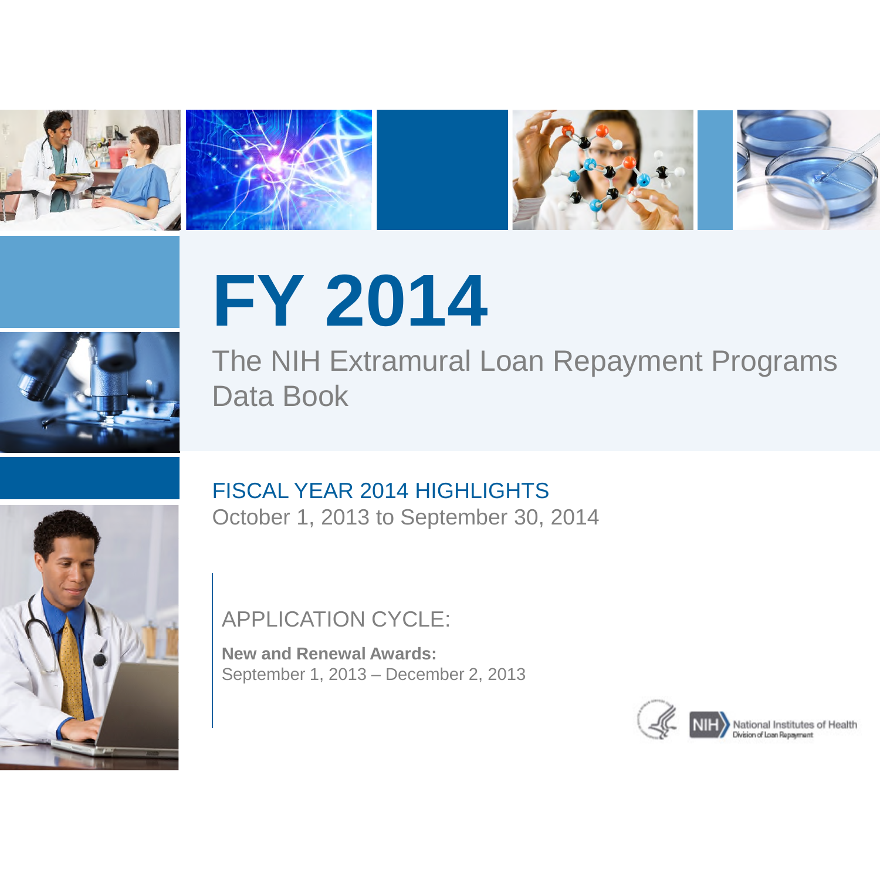# FY 2014

## The NIH Extramural Loan Repayment Programs Data Book

### FISCAL YEAR 2014 HIGHLIGHTS

October 1, 2013 to September 30, 2014

### APPLICATION CYCLE:

**New and Renewal Awards:**
September 1, 2013 – December 2, 2013

NIH National Institutes of Health
Division of Loan Repayment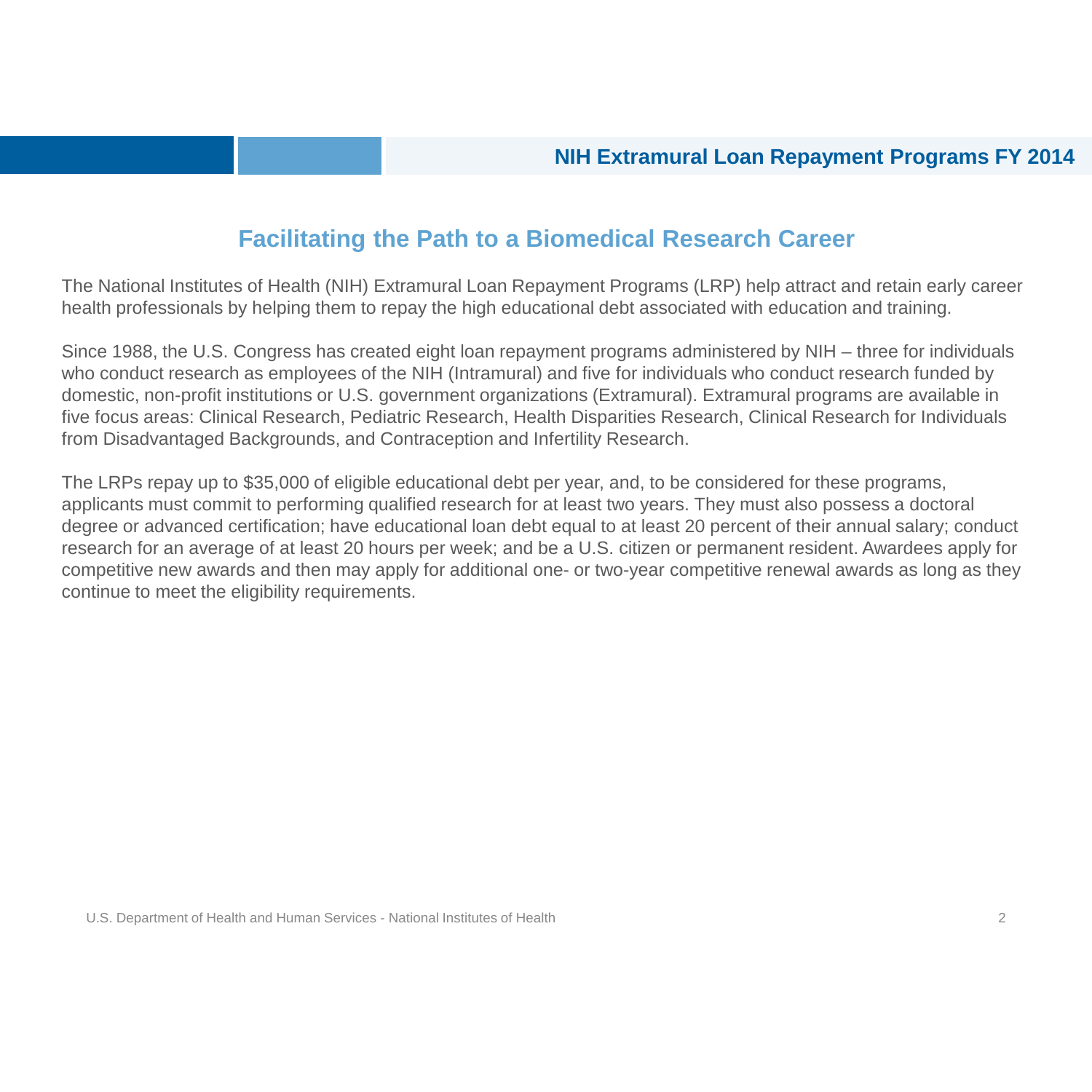## Facilitating the Path to a Biomedical Research Career

The National Institutes of Health (NIH) Extramural Loan Repayment Programs (LRP) help attract and retain early career health professionals by helping them to repay the high educational debt associated with education and training.

Since 1988, the U.S. Congress has created eight loan repayment programs administered by NIH – three for individuals who conduct research as employees of the NIH (Intramural) and five for individuals who conduct research funded by domestic, non-profit institutions or U.S. government organizations (Extramural). Extramural programs are available in five focus areas: Clinical Research, Pediatric Research, Health Disparities Research, Clinical Research for Individuals from Disadvantaged Backgrounds, and Contraception and Infertility Research.

The LRPs repay up to $35,000 of eligible educational debt per year, and, to be considered for these programs, applicants must commit to performing qualified research for at least two years. They must also possess a doctoral degree or advanced certification; have educational loan debt equal to at least 20 percent of their annual salary; conduct research for an average of at least 20 hours per week; and be a U.S. citizen or permanent resident. Awardees apply for competitive new awards and then may apply for additional one- or two-year competitive renewal awards as long as they continue to meet the eligibility requirements.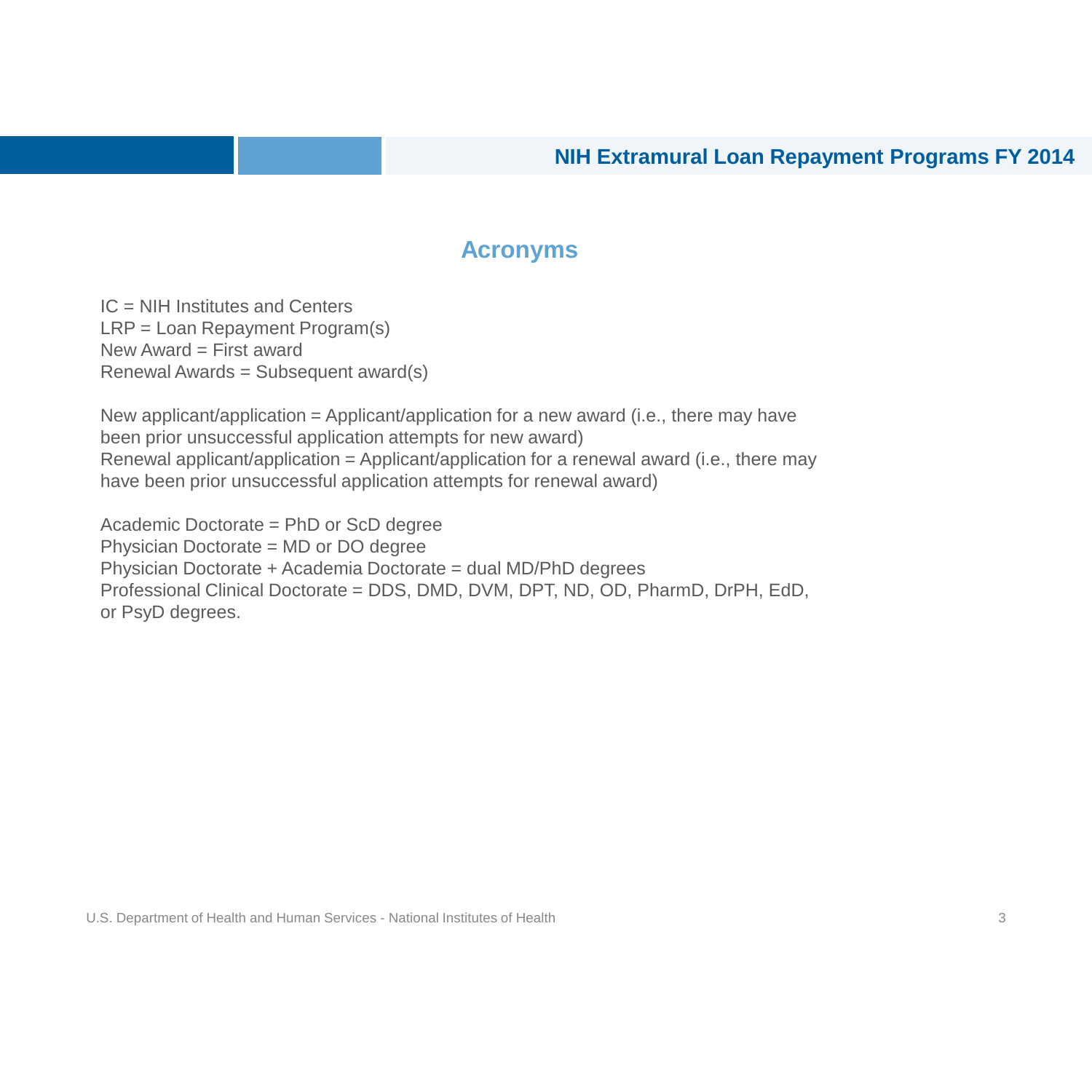## Acronyms

IC = NIH Institutes and Centers
LRP = Loan Repayment Program(s)
New Award = First award
Renewal Awards = Subsequent award(s)

New applicant/application = Applicant/application for a new award (i.e., there may have been prior unsuccessful application attempts for new award)
Renewal applicant/application = Applicant/application for a renewal award (i.e., there may have been prior unsuccessful application attempts for renewal award)

Academic Doctorate = PhD or ScD degree
Physician Doctorate = MD or DO degree
Physician Doctorate + Academia Doctorate = dual MD/PhD degrees
Professional Clinical Doctorate = DDS, DMD, DVM, DPT, ND, OD, PharmD, DrPH, EdD, or PsyD degrees.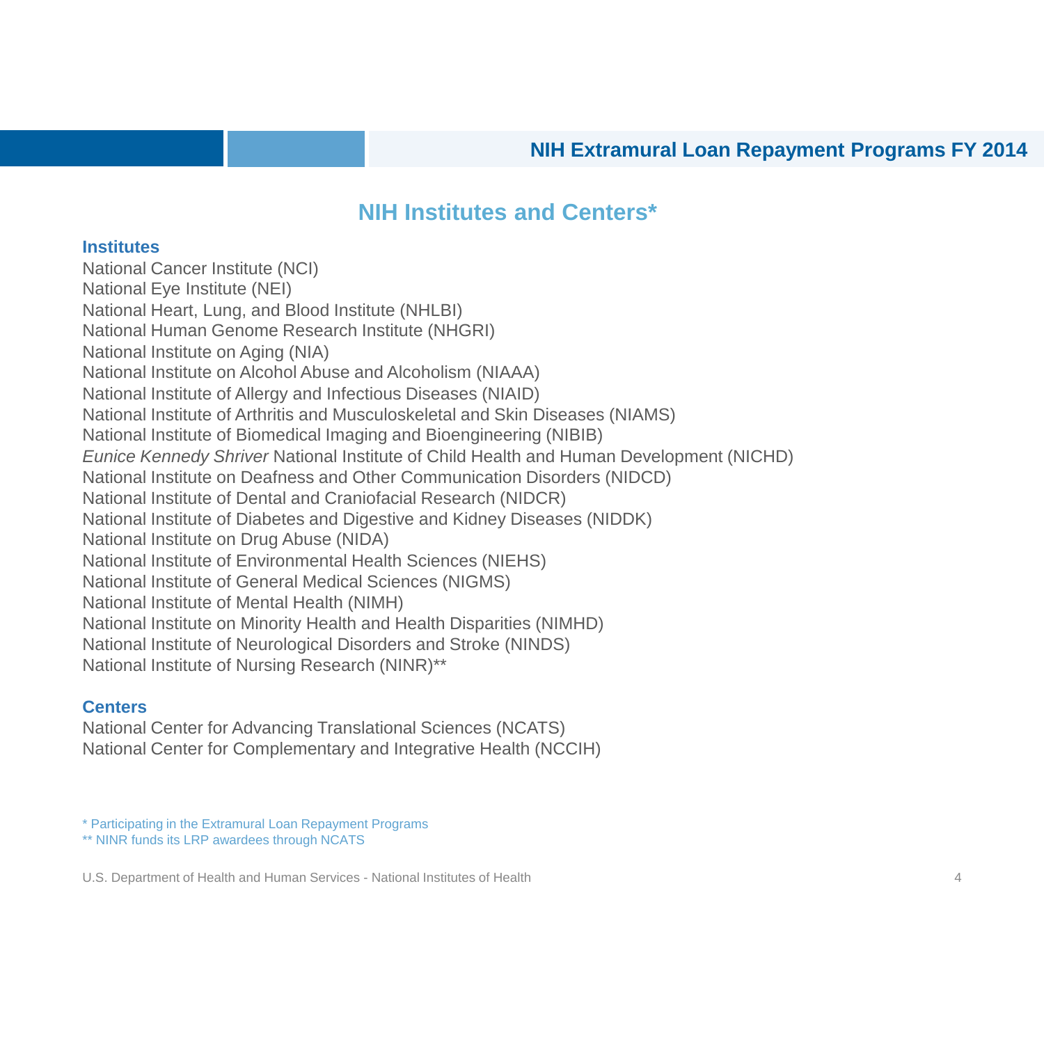## NIH Institutes and Centers*

### Institutes

National Cancer Institute (NCI)
National Eye Institute (NEI)
National Heart, Lung, and Blood Institute (NHLBI)
National Human Genome Research Institute (NHGRI)
National Institute on Aging (NIA)
National Institute on Alcohol Abuse and Alcoholism (NIAAA)
National Institute of Allergy and Infectious Diseases (NIAID)
National Institute of Arthritis and Musculoskeletal and Skin Diseases (NIAMS)
National Institute of Biomedical Imaging and Bioengineering (NIBIB)
*Eunice Kennedy Shriver* National Institute of Child Health and Human Development (NICHD)
National Institute on Deafness and Other Communication Disorders (NIDCD)
National Institute of Dental and Craniofacial Research (NIDCR)
National Institute of Diabetes and Digestive and Kidney Diseases (NIDDK)
National Institute on Drug Abuse (NIDA)
National Institute of Environmental Health Sciences (NIEHS)
National Institute of General Medical Sciences (NIGMS)
National Institute of Mental Health (NIMH)
National Institute on Minority Health and Health Disparities (NIMHD)
National Institute of Neurological Disorders and Stroke (NINDS)
National Institute of Nursing Research (NINR)**

### Centers

National Center for Advancing Translational Sciences (NCATS)
National Center for Complementary and Integrative Health (NCCIH)

\* Participating in the Extramural Loan Repayment Programs
\** NINR funds its LRP awardees through NCATS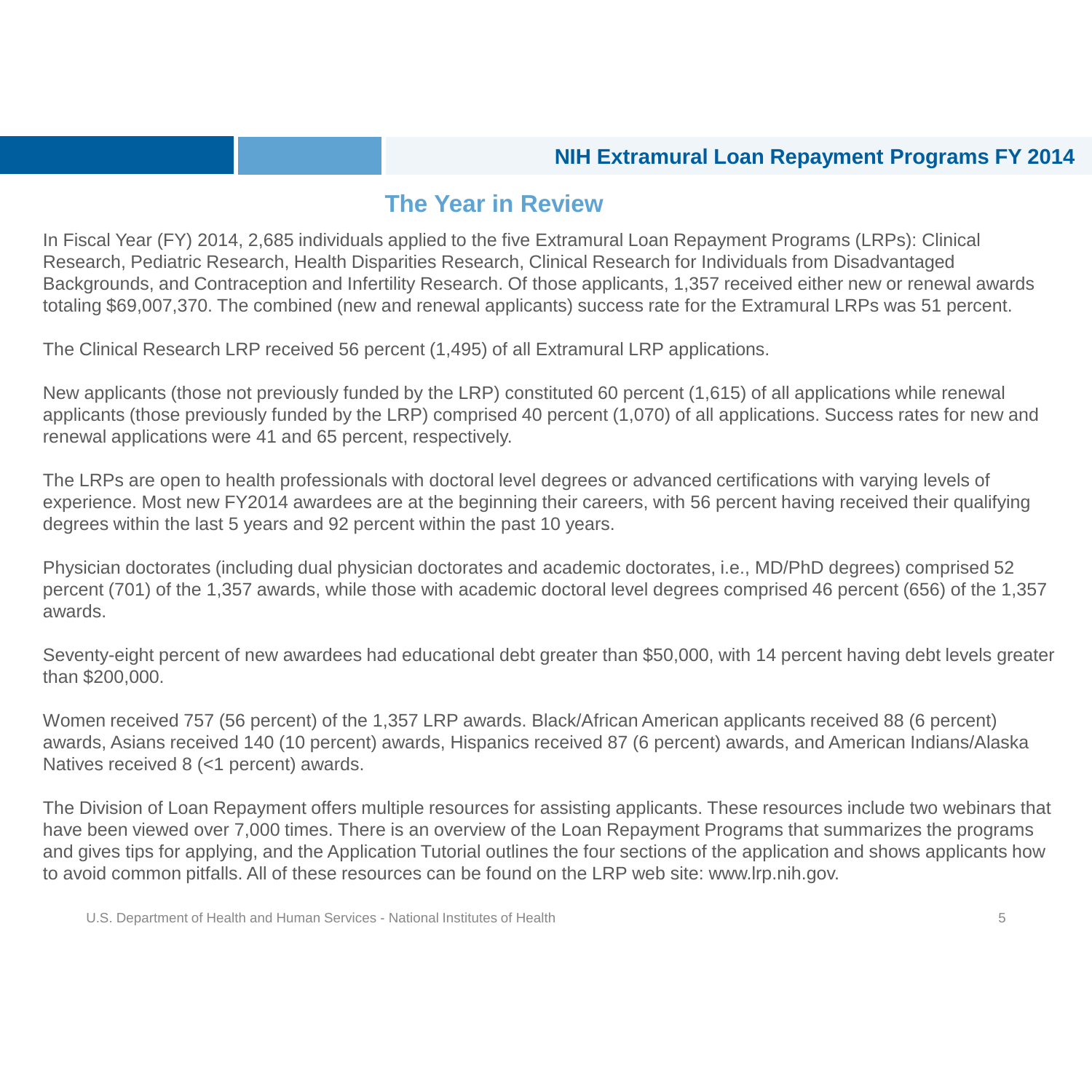## The Year in Review

In Fiscal Year (FY) 2014, 2,685 individuals applied to the five Extramural Loan Repayment Programs (LRPs): Clinical Research, Pediatric Research, Health Disparities Research, Clinical Research for Individuals from Disadvantaged Backgrounds, and Contraception and Infertility Research. Of those applicants, 1,357 received either new or renewal awards totaling $69,007,370. The combined (new and renewal applicants) success rate for the Extramural LRPs was 51 percent.

The Clinical Research LRP received 56 percent (1,495) of all Extramural LRP applications.

New applicants (those not previously funded by the LRP) constituted 60 percent (1,615) of all applications while renewal applicants (those previously funded by the LRP) comprised 40 percent (1,070) of all applications. Success rates for new and renewal applications were 41 and 65 percent, respectively.

The LRPs are open to health professionals with doctoral level degrees or advanced certifications with varying levels of experience. Most new FY2014 awardees are at the beginning their careers, with 56 percent having received their qualifying degrees within the last 5 years and 92 percent within the past 10 years.

Physician doctorates (including dual physician doctorates and academic doctorates, i.e., MD/PhD degrees) comprised 52 percent (701) of the 1,357 awards, while those with academic doctoral level degrees comprised 46 percent (656) of the 1,357 awards.

Seventy-eight percent of new awardees had educational debt greater than $50,000, with 14 percent having debt levels greater than $200,000.

Women received 757 (56 percent) of the 1,357 LRP awards. Black/African American applicants received 88 (6 percent) awards, Asians received 140 (10 percent) awards, Hispanics received 87 (6 percent) awards, and American Indians/Alaska Natives received 8 (<1 percent) awards.

The Division of Loan Repayment offers multiple resources for assisting applicants. These resources include two webinars that have been viewed over 7,000 times. There is an overview of the Loan Repayment Programs that summarizes the programs and gives tips for applying, and the Application Tutorial outlines the four sections of the application and shows applicants how to avoid common pitfalls. All of these resources can be found on the LRP web site: www.lrp.nih.gov.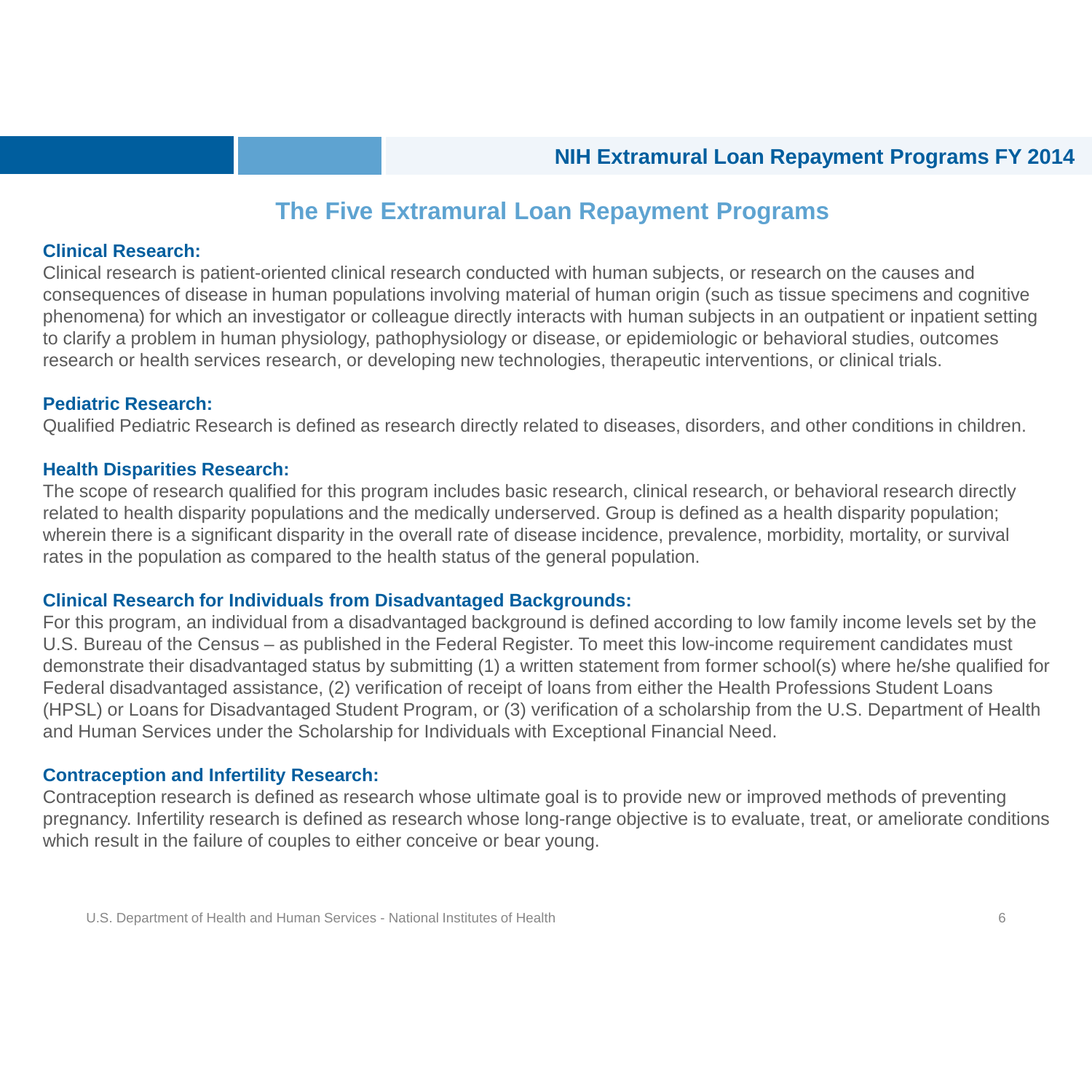## The Five Extramural Loan Repayment Programs

**Clinical Research:**

Clinical research is patient-oriented clinical research conducted with human subjects, or research on the causes and consequences of disease in human populations involving material of human origin (such as tissue specimens and cognitive phenomena) for which an investigator or colleague directly interacts with human subjects in an outpatient or inpatient setting to clarify a problem in human physiology, pathophysiology or disease, or epidemiologic or behavioral studies, outcomes research or health services research, or developing new technologies, therapeutic interventions, or clinical trials.

**Pediatric Research:**

Qualified Pediatric Research is defined as research directly related to diseases, disorders, and other conditions in children.

**Health Disparities Research:**

The scope of research qualified for this program includes basic research, clinical research, or behavioral research directly related to health disparity populations and the medically underserved. Group is defined as a health disparity population; wherein there is a significant disparity in the overall rate of disease incidence, prevalence, morbidity, mortality, or survival rates in the population as compared to the health status of the general population.

**Clinical Research for Individuals from Disadvantaged Backgrounds:**

For this program, an individual from a disadvantaged background is defined according to low family income levels set by the U.S. Bureau of the Census – as published in the Federal Register. To meet this low-income requirement candidates must demonstrate their disadvantaged status by submitting (1) a written statement from former school(s) where he/she qualified for Federal disadvantaged assistance, (2) verification of receipt of loans from either the Health Professions Student Loans (HPSL) or Loans for Disadvantaged Student Program, or (3) verification of a scholarship from the U.S. Department of Health and Human Services under the Scholarship for Individuals with Exceptional Financial Need.

**Contraception and Infertility Research:**

Contraception research is defined as research whose ultimate goal is to provide new or improved methods of preventing pregnancy. Infertility research is defined as research whose long-range objective is to evaluate, treat, or ameliorate conditions which result in the failure of couples to either conceive or bear young.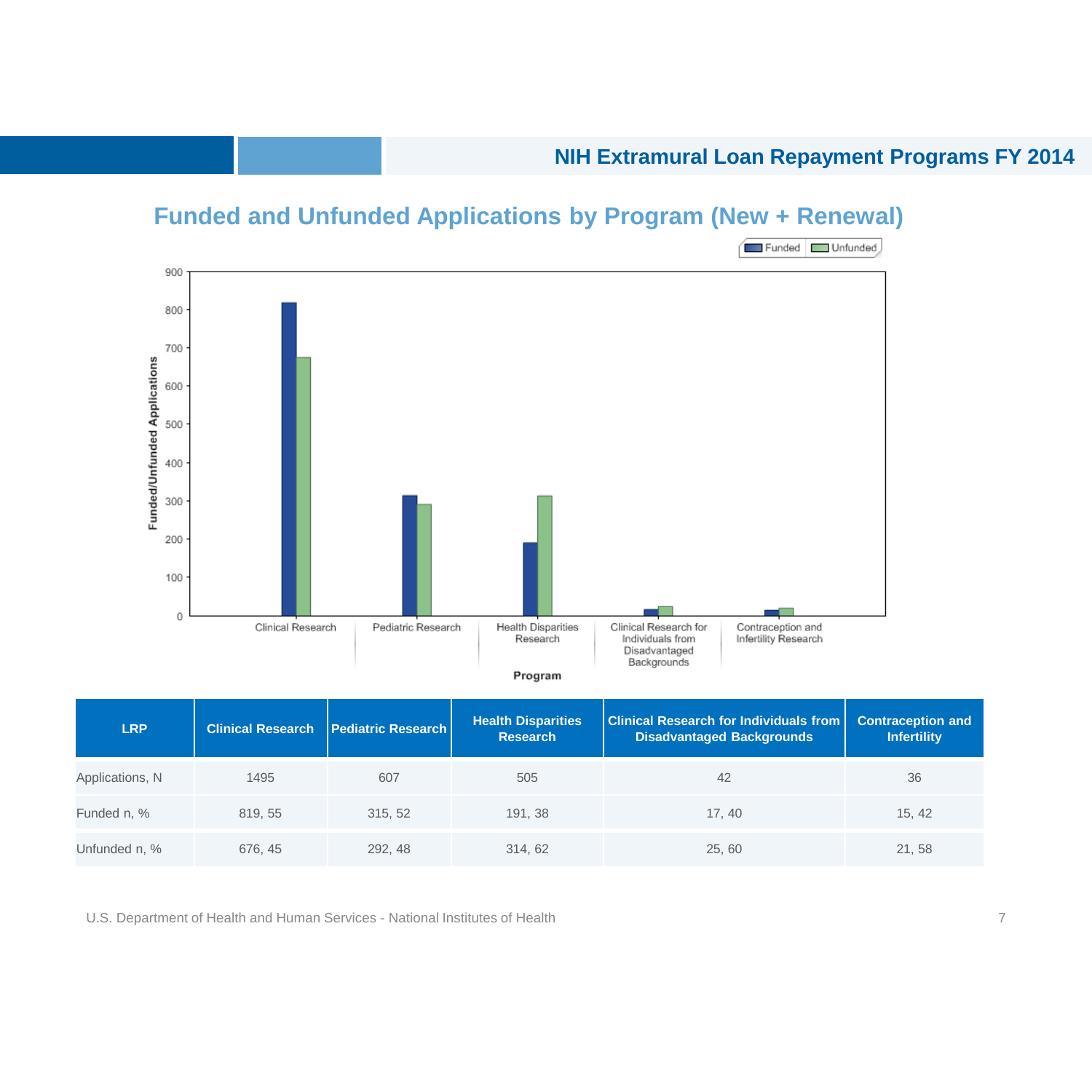## Funded and Unfunded Applications by Program (New + Renewal)

| LRP | Clinical Research | Pediatric Research | Health Disparities Research | Clinical Research for Individuals from Disadvantaged Backgrounds | Contraception and Infertility |
|---|---|---|---|---|---|
| Applications, N | 1495 | 607 | 505 | 42 | 36 |
| Funded n, % | 819, 55 | 315, 52 | 191, 38 | 17, 40 | 15, 42 |
| Unfunded n, % | 676, 45 | 292, 48 | 314, 62 | 25, 60 | 21, 58 |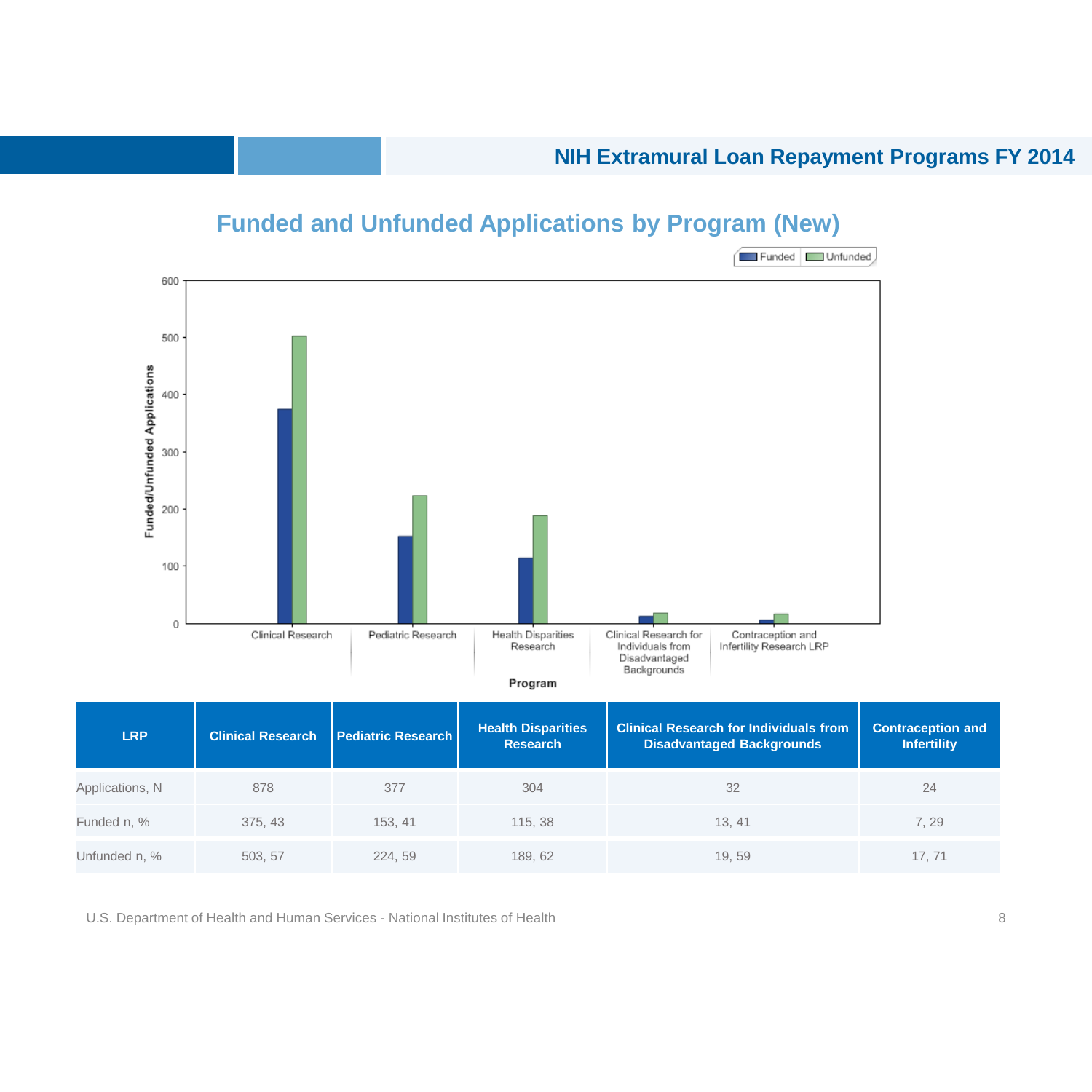## Funded and Unfunded Applications by Program (New)

| LRP | Clinical Research | Pediatric Research | Health Disparities Research | Clinical Research for Individuals from Disadvantaged Backgrounds | Contraception and Infertility |
|---|---|---|---|---|---|
| Applications, N | 878 | 377 | 304 | 32 | 24 |
| Funded n, % | 375, 43 | 153, 41 | 115, 38 | 13, 41 | 7, 29 |
| Unfunded n, % | 503, 57 | 224, 59 | 189, 62 | 19, 59 | 17, 71 |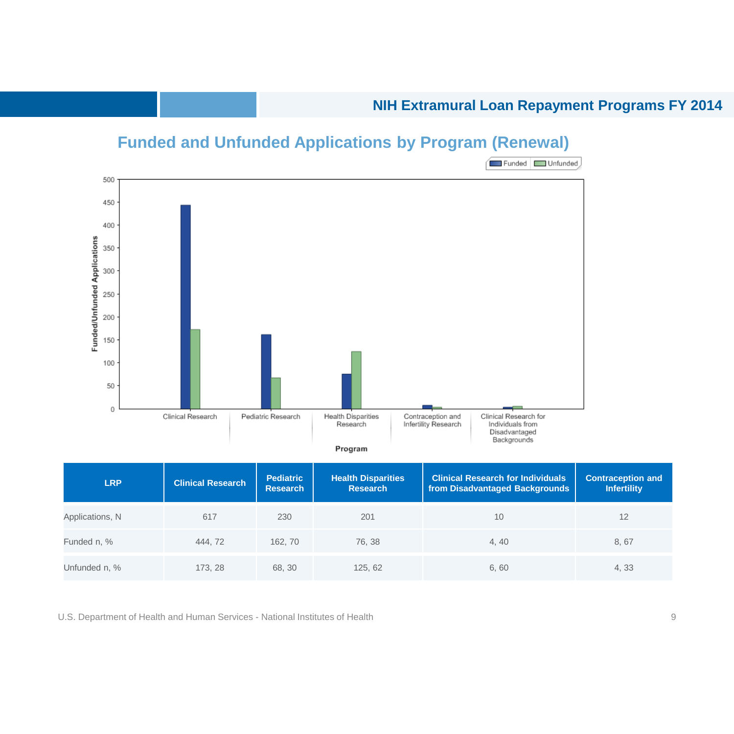## Funded and Unfunded Applications by Program (Renewal)

| LRP | Clinical Research | Pediatric Research | Health Disparities Research | Clinical Research for Individuals from Disadvantaged Backgrounds | Contraception and Infertility |
|---|---|---|---|---|---|
| Applications, N | 617 | 230 | 201 | 10 | 12 |
| Funded n, % | 444, 72 | 162, 70 | 76, 38 | 4, 40 | 8, 67 |
| Unfunded n, % | 173, 28 | 68, 30 | 125, 62 | 6, 60 | 4, 33 |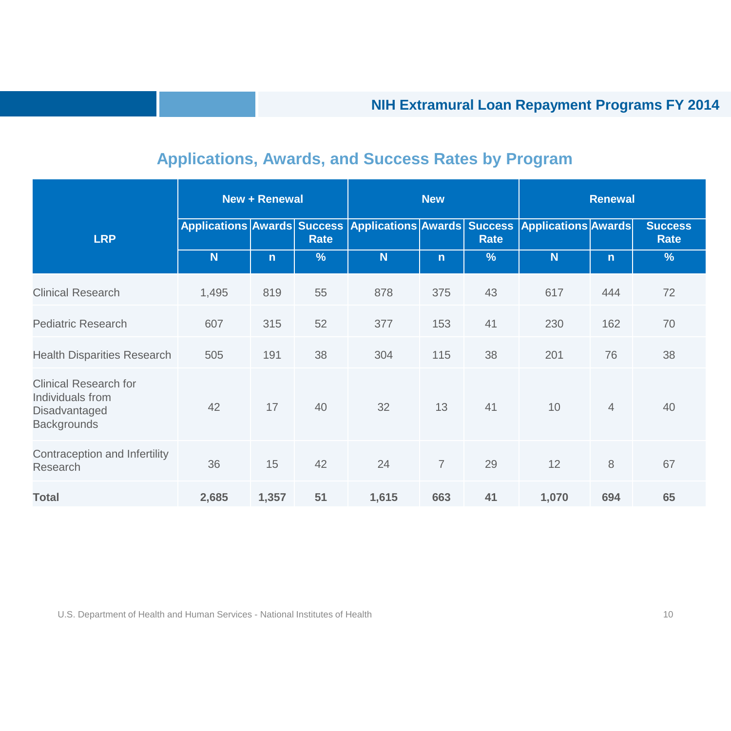## Applications, Awards, and Success Rates by Program

| LRP | New + Renewal | | | New | | | Renewal | | |
|---|---|---|---|---|---|---|---|---|---|
| | Applications | Awards | Success Rate | Applications | Awards | Success Rate | Applications | Awards | Success Rate |
| | N | n | % | N | n | % | N | n | % |
| Clinical Research | 1,495 | 819 | 55 | 878 | 375 | 43 | 617 | 444 | 72 |
| Pediatric Research | 607 | 315 | 52 | 377 | 153 | 41 | 230 | 162 | 70 |
| Health Disparities Research | 505 | 191 | 38 | 304 | 115 | 38 | 201 | 76 | 38 |
| Clinical Research for Individuals from Disadvantaged Backgrounds | 42 | 17 | 40 | 32 | 13 | 41 | 10 | 4 | 40 |
| Contraception and Infertility Research | 36 | 15 | 42 | 24 | 7 | 29 | 12 | 8 | 67 |
| **Total** | **2,685** | **1,357** | **51** | **1,615** | **663** | **41** | **1,070** | **694** | **65** |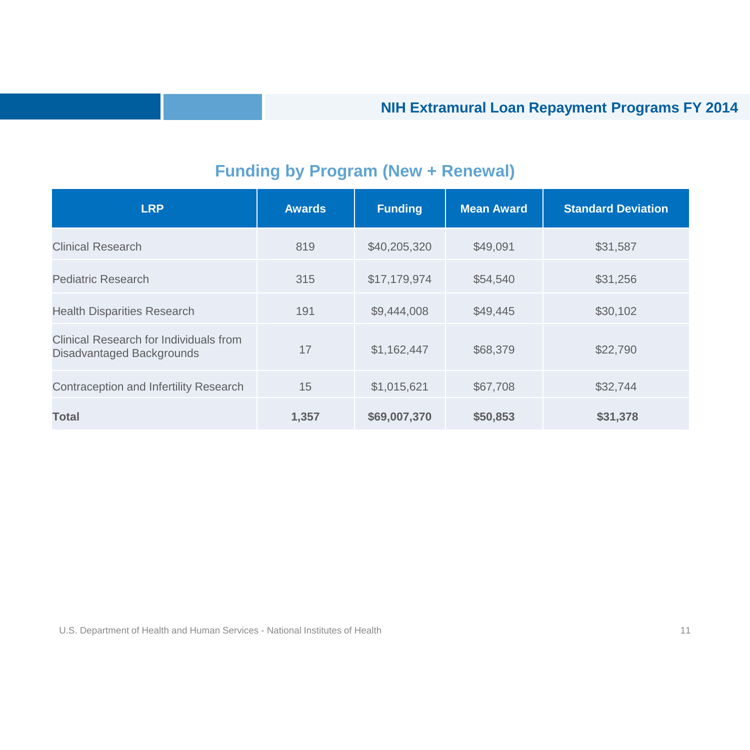## Funding by Program (New + Renewal)

| LRP | Awards | Funding | Mean Award | Standard Deviation |
|---|---|---|---|---|
| Clinical Research | 819 | $40,205,320 | $49,091 | $31,587 |
| Pediatric Research | 315 | $17,179,974 | $54,540 | $31,256 |
| Health Disparities Research | 191 | $9,444,008 | $49,445 | $30,102 |
| Clinical Research for Individuals from Disadvantaged Backgrounds | 17 | $1,162,447 | $68,379 | $22,790 |
| Contraception and Infertility Research | 15 | $1,015,621 | $67,708 | $32,744 |
| **Total** | **1,357** | **$69,007,370** | **$50,853** | **$31,378** |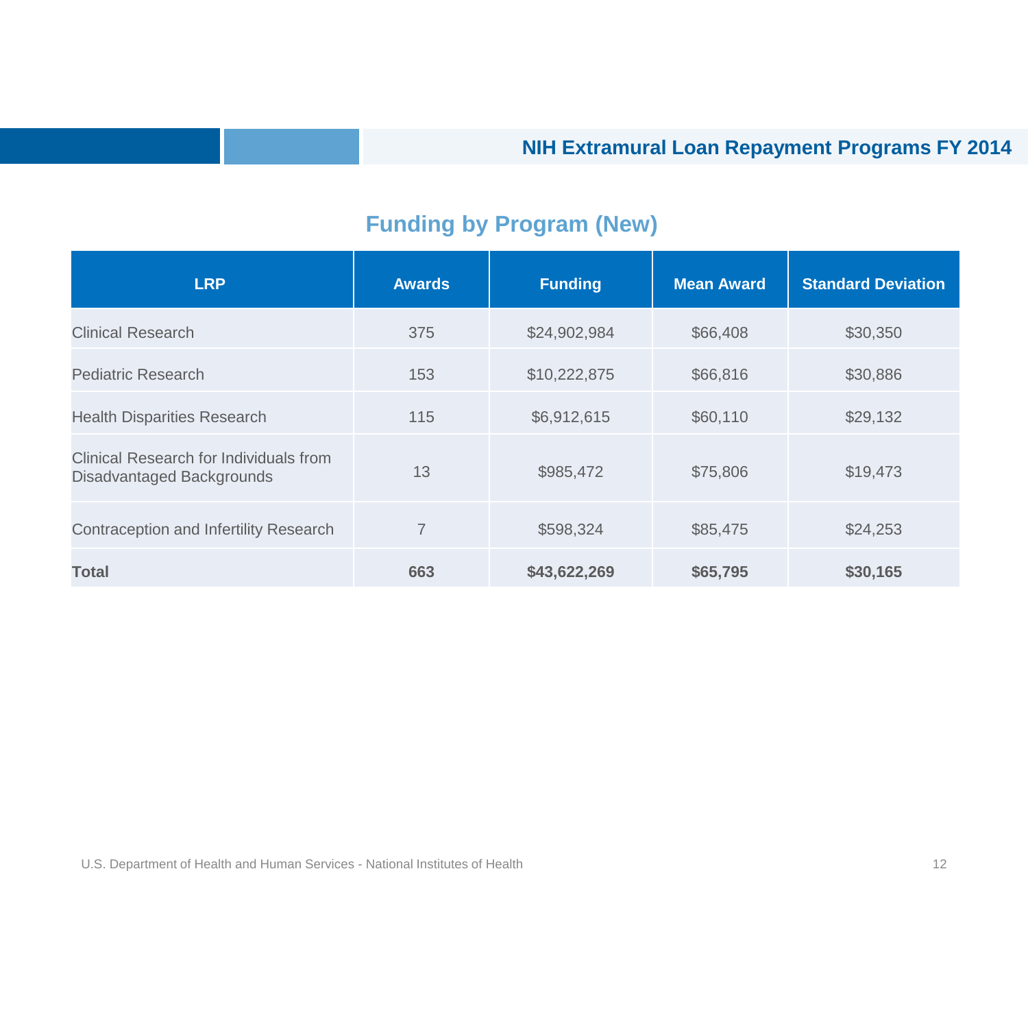## Funding by Program (New)

| LRP | Awards | Funding | Mean Award | Standard Deviation |
|---|---|---|---|---|
| Clinical Research | 375 | $24,902,984 | $66,408 | $30,350 |
| Pediatric Research | 153 | $10,222,875 | $66,816 | $30,886 |
| Health Disparities Research | 115 | $6,912,615 | $60,110 | $29,132 |
| Clinical Research for Individuals from Disadvantaged Backgrounds | 13 | $985,472 | $75,806 | $19,473 |
| Contraception and Infertility Research | 7 | $598,324 | $85,475 | $24,253 |
| **Total** | **663** | **$43,622,269** | **$65,795** | **$30,165** |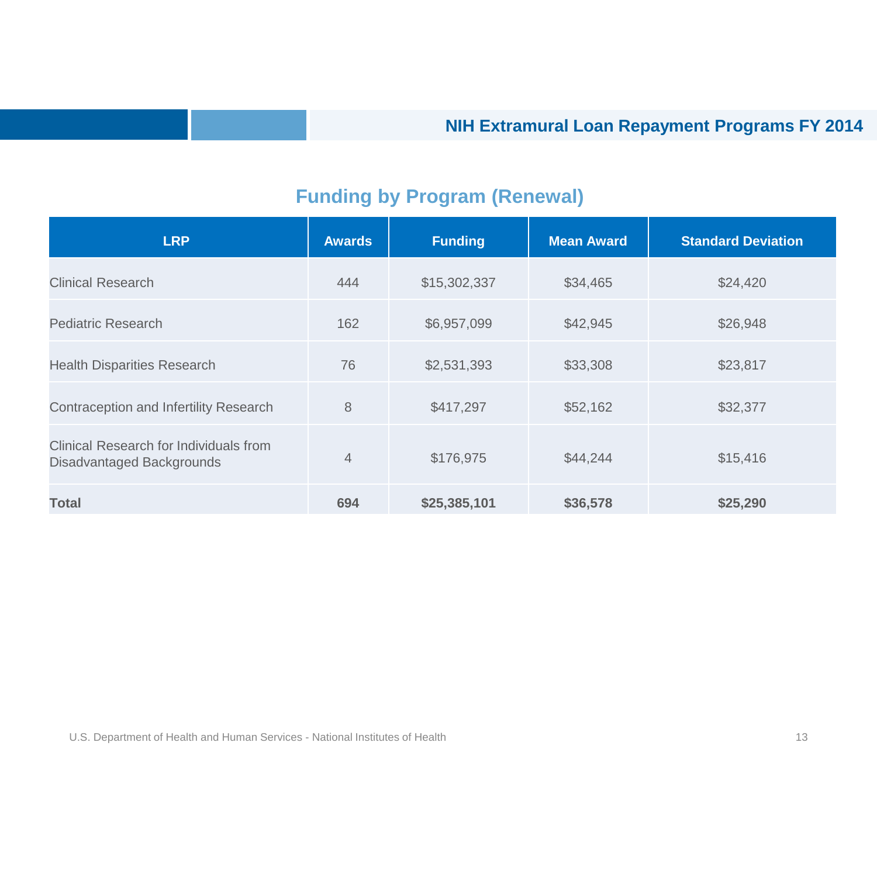## Funding by Program (Renewal)

| LRP | Awards | Funding | Mean Award | Standard Deviation |
|---|---|---|---|---|
| Clinical Research | 444 | $15,302,337 | $34,465 | $24,420 |
| Pediatric Research | 162 | $6,957,099 | $42,945 | $26,948 |
| Health Disparities Research | 76 | $2,531,393 | $33,308 | $23,817 |
| Contraception and Infertility Research | 8 | $417,297 | $52,162 | $32,377 |
| Clinical Research for Individuals from Disadvantaged Backgrounds | 4 | $176,975 | $44,244 | $15,416 |
| **Total** | **694** | **$25,385,101** | **$36,578** | **$25,290** |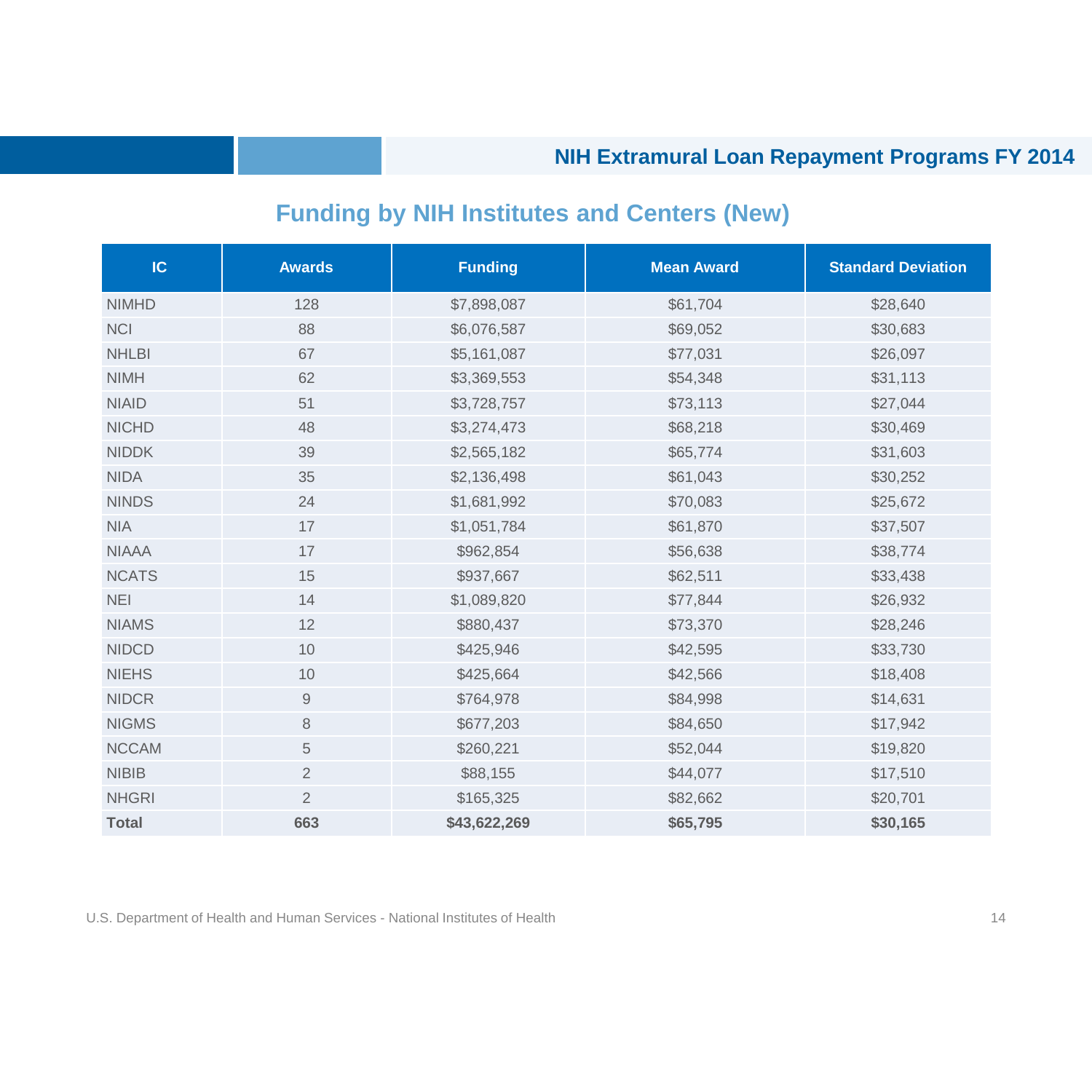## Funding by NIH Institutes and Centers (New)

| IC | Awards | Funding | Mean Award | Standard Deviation |
|---|---|---|---|---|
| NIMHD | 128 | $7,898,087 | $61,704 | $28,640 |
| NCI | 88 | $6,076,587 | $69,052 | $30,683 |
| NHLBI | 67 | $5,161,087 | $77,031 | $26,097 |
| NIMH | 62 | $3,369,553 | $54,348 | $31,113 |
| NIAID | 51 | $3,728,757 | $73,113 | $27,044 |
| NICHD | 48 | $3,274,473 | $68,218 | $30,469 |
| NIDDK | 39 | $2,565,182 | $65,774 | $31,603 |
| NIDA | 35 | $2,136,498 | $61,043 | $30,252 |
| NINDS | 24 | $1,681,992 | $70,083 | $25,672 |
| NIA | 17 | $1,051,784 | $61,870 | $37,507 |
| NIAAA | 17 | $962,854 | $56,638 | $38,774 |
| NCATS | 15 | $937,667 | $62,511 | $33,438 |
| NEI | 14 | $1,089,820 | $77,844 | $26,932 |
| NIAMS | 12 | $880,437 | $73,370 | $28,246 |
| NIDCD | 10 | $425,946 | $42,595 | $33,730 |
| NIEHS | 10 | $425,664 | $42,566 | $18,408 |
| NIDCR | 9 | $764,978 | $84,998 | $14,631 |
| NIGMS | 8 | $677,203 | $84,650 | $17,942 |
| NCCAM | 5 | $260,221 | $52,044 | $19,820 |
| NIBIB | 2 | $88,155 | $44,077 | $17,510 |
| NHGRI | 2 | $165,325 | $82,662 | $20,701 |
| **Total** | **663** | **$43,622,269** | **$65,795** | **$30,165** |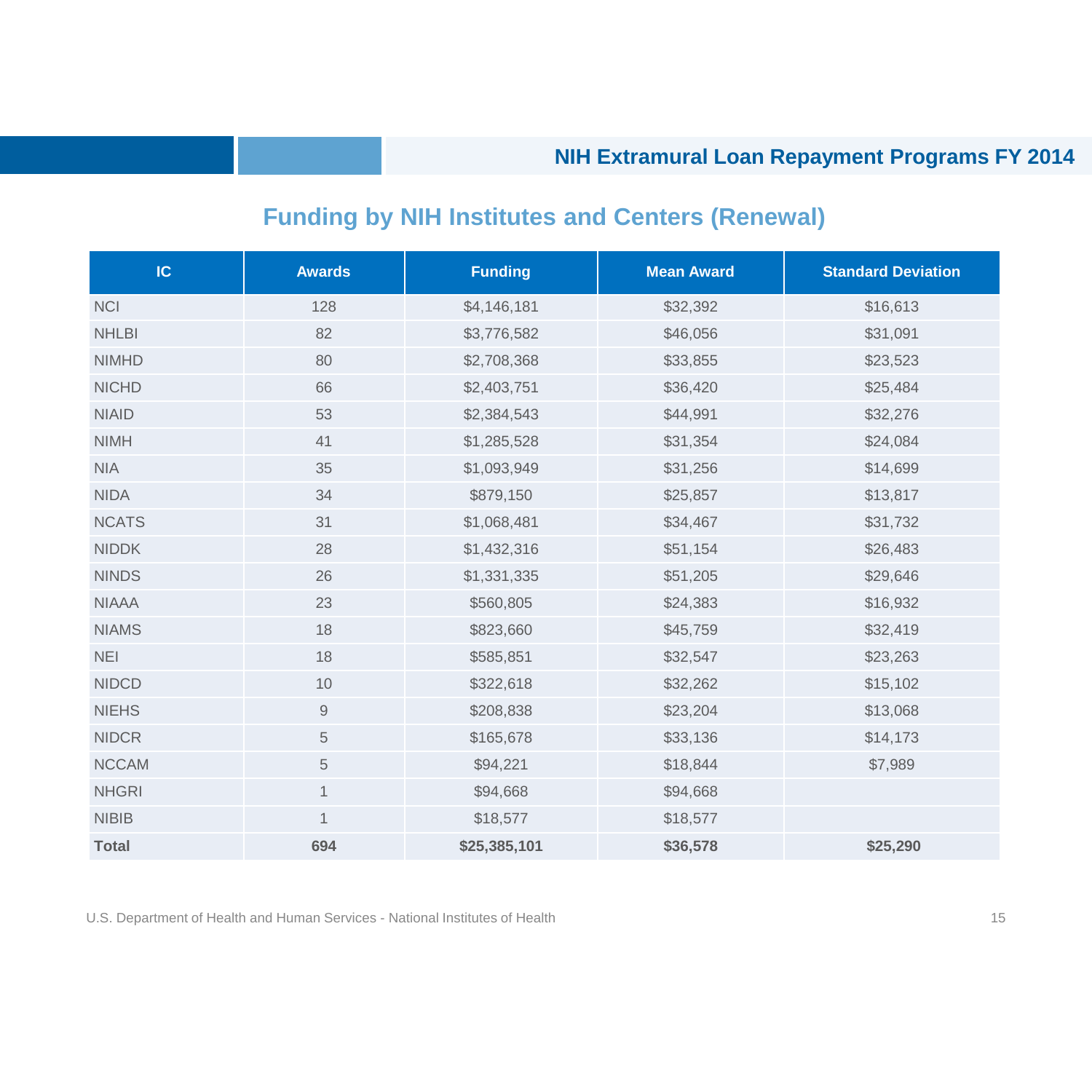## Funding by NIH Institutes and Centers (Renewal)

| IC | Awards | Funding | Mean Award | Standard Deviation |
|---|---|---|---|---|
| NCI | 128 | $4,146,181 | $32,392 | $16,613 |
| NHLBI | 82 | $3,776,582 | $46,056 | $31,091 |
| NIMHD | 80 | $2,708,368 | $33,855 | $23,523 |
| NICHD | 66 | $2,403,751 | $36,420 | $25,484 |
| NIAID | 53 | $2,384,543 | $44,991 | $32,276 |
| NIMH | 41 | $1,285,528 | $31,354 | $24,084 |
| NIA | 35 | $1,093,949 | $31,256 | $14,699 |
| NIDA | 34 | $879,150 | $25,857 | $13,817 |
| NCATS | 31 | $1,068,481 | $34,467 | $31,732 |
| NIDDK | 28 | $1,432,316 | $51,154 | $26,483 |
| NINDS | 26 | $1,331,335 | $51,205 | $29,646 |
| NIAAA | 23 | $560,805 | $24,383 | $16,932 |
| NIAMS | 18 | $823,660 | $45,759 | $32,419 |
| NEI | 18 | $585,851 | $32,547 | $23,263 |
| NIDCD | 10 | $322,618 | $32,262 | $15,102 |
| NIEHS | 9 | $208,838 | $23,204 | $13,068 |
| NIDCR | 5 | $165,678 | $33,136 | $14,173 |
| NCCAM | 5 | $94,221 | $18,844 | $7,989 |
| NHGRI | 1 | $94,668 | $94,668 | |
| NIBIB | 1 | $18,577 | $18,577 | |
| **Total** | **694** | **$25,385,101** | **$36,578** | **$25,290** |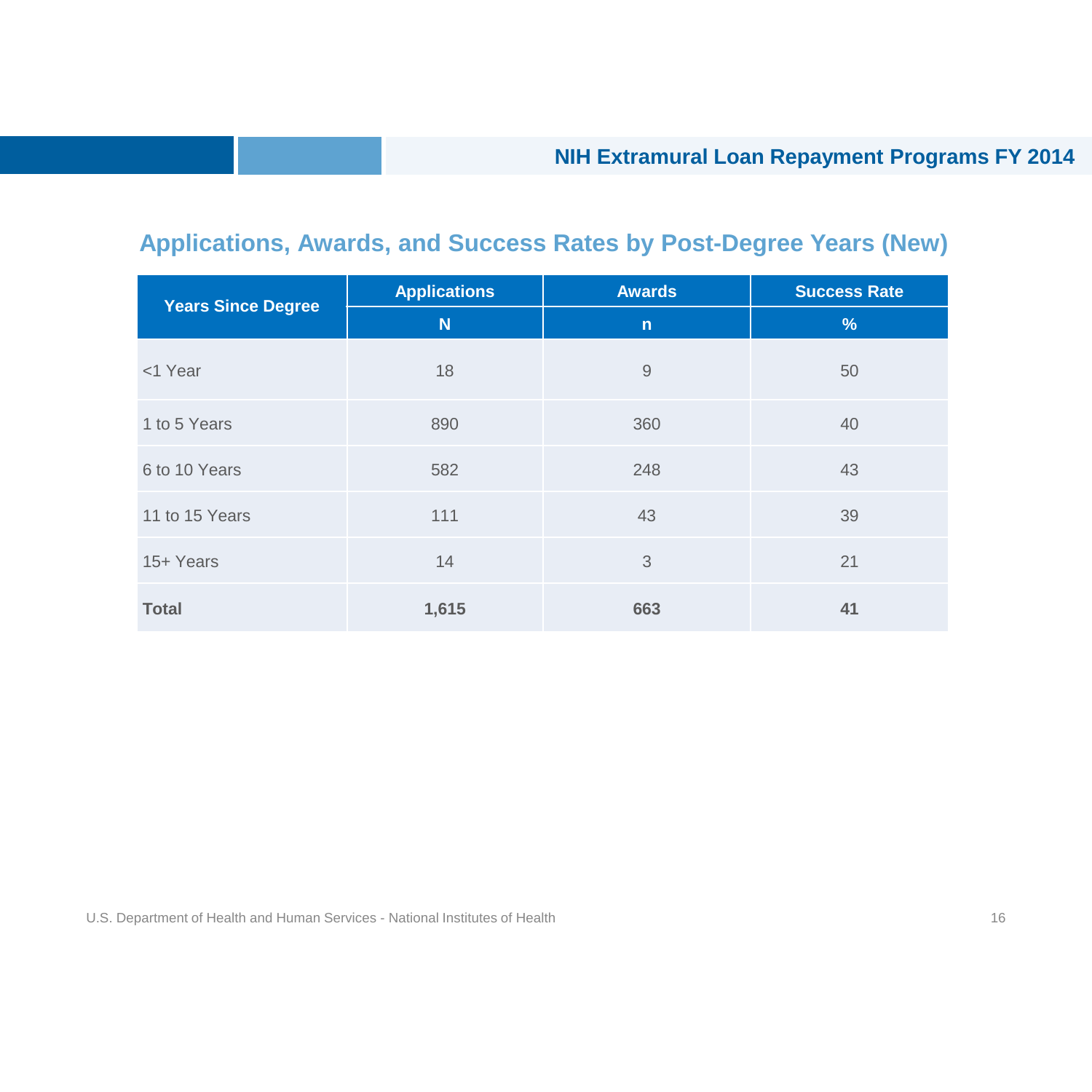## Applications, Awards, and Success Rates by Post-Degree Years (New)

| Years Since Degree | Applications | Awards | Success Rate |
|---|---|---|---|
| | N | n | % |
| <1 Year | 18 | 9 | 50 |
| 1 to 5 Years | 890 | 360 | 40 |
| 6 to 10 Years | 582 | 248 | 43 |
| 11 to 15 Years | 111 | 43 | 39 |
| 15+ Years | 14 | 3 | 21 |
| **Total** | **1,615** | **663** | **41** |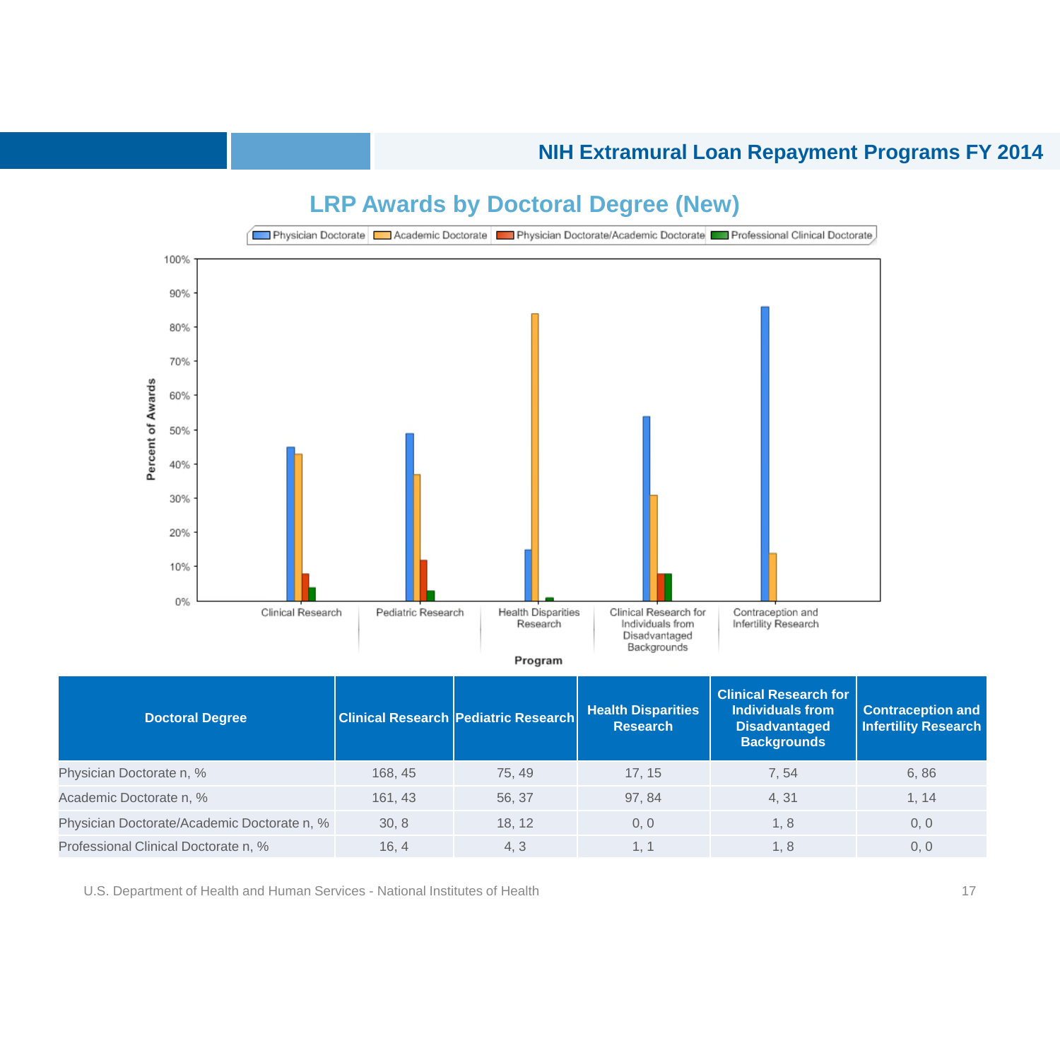## LRP Awards by Doctoral Degree (New)

| Doctoral Degree | Clinical Research | Pediatric Research | Health Disparities Research | Clinical Research for Individuals from Disadvantaged Backgrounds | Contraception and Infertility Research |
|---|---|---|---|---|---|
| Physician Doctorate n, % | 168, 45 | 75, 49 | 17, 15 | 7, 54 | 6, 86 |
| Academic Doctorate n, % | 161, 43 | 56, 37 | 97, 84 | 4, 31 | 1, 14 |
| Physician Doctorate/Academic Doctorate n, % | 30, 8 | 18, 12 | 0, 0 | 1, 8 | 0, 0 |
| Professional Clinical Doctorate n, % | 16, 4 | 4, 3 | 1, 1 | 1, 8 | 0, 0 |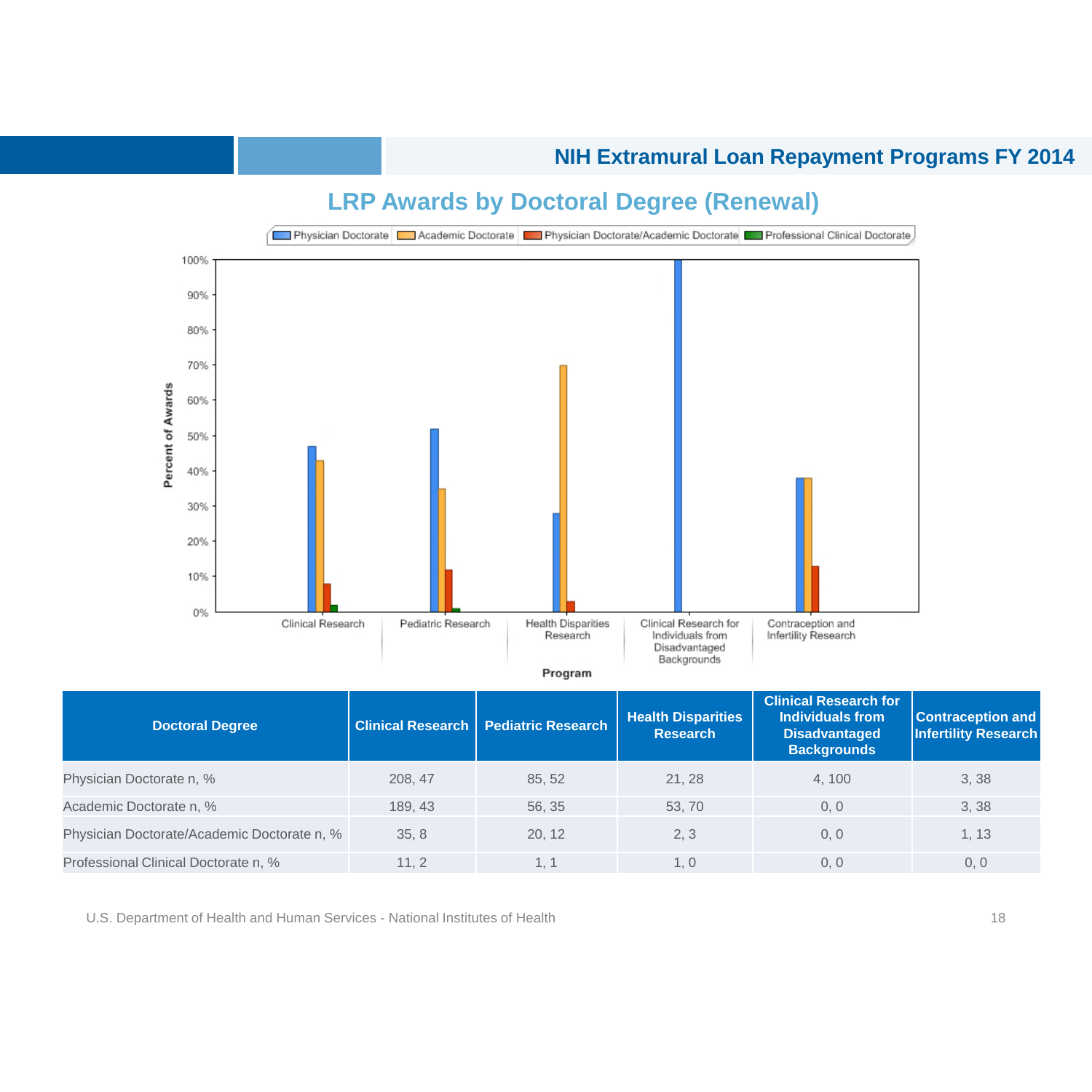## LRP Awards by Doctoral Degree (Renewal)

| Doctoral Degree | Clinical Research | Pediatric Research | Health Disparities Research | Clinical Research for Individuals from Disadvantaged Backgrounds | Contraception and Infertility Research |
|---|---|---|---|---|---|
| Physician Doctorate n, % | 208, 47 | 85, 52 | 21, 28 | 4, 100 | 3, 38 |
| Academic Doctorate n, % | 189, 43 | 56, 35 | 53, 70 | 0, 0 | 3, 38 |
| Physician Doctorate/Academic Doctorate n, % | 35, 8 | 20, 12 | 2, 3 | 0, 0 | 1, 13 |
| Professional Clinical Doctorate n, % | 11, 2 | 1, 1 | 1, 0 | 0, 0 | 0, 0 |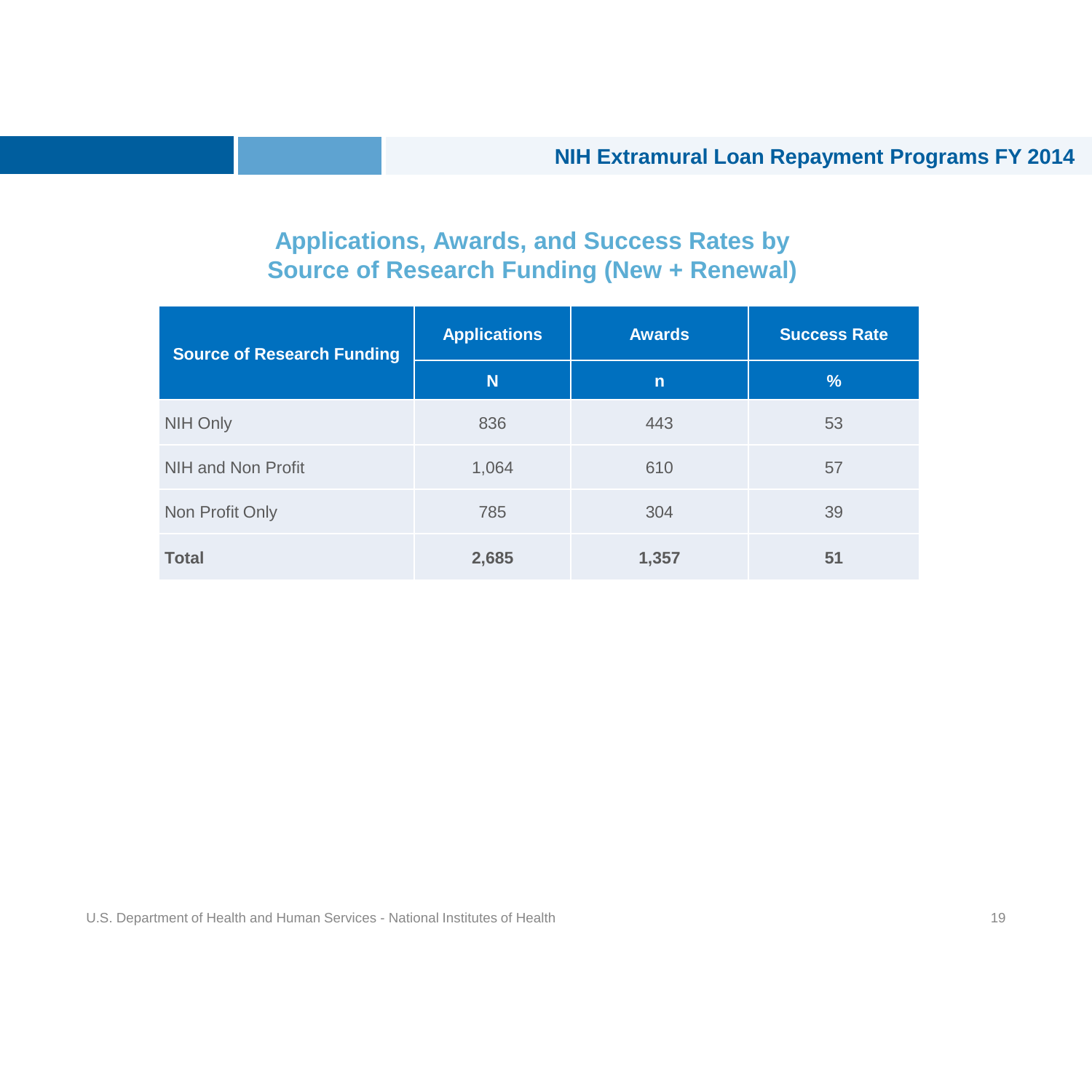## Applications, Awards, and Success Rates by Source of Research Funding (New + Renewal)

| Source of Research Funding | Applications | Awards | Success Rate |
|---|---|---|---|
| | N | n | % |
| NIH Only | 836 | 443 | 53 |
| NIH and Non Profit | 1,064 | 610 | 57 |
| Non Profit Only | 785 | 304 | 39 |
| **Total** | **2,685** | **1,357** | **51** |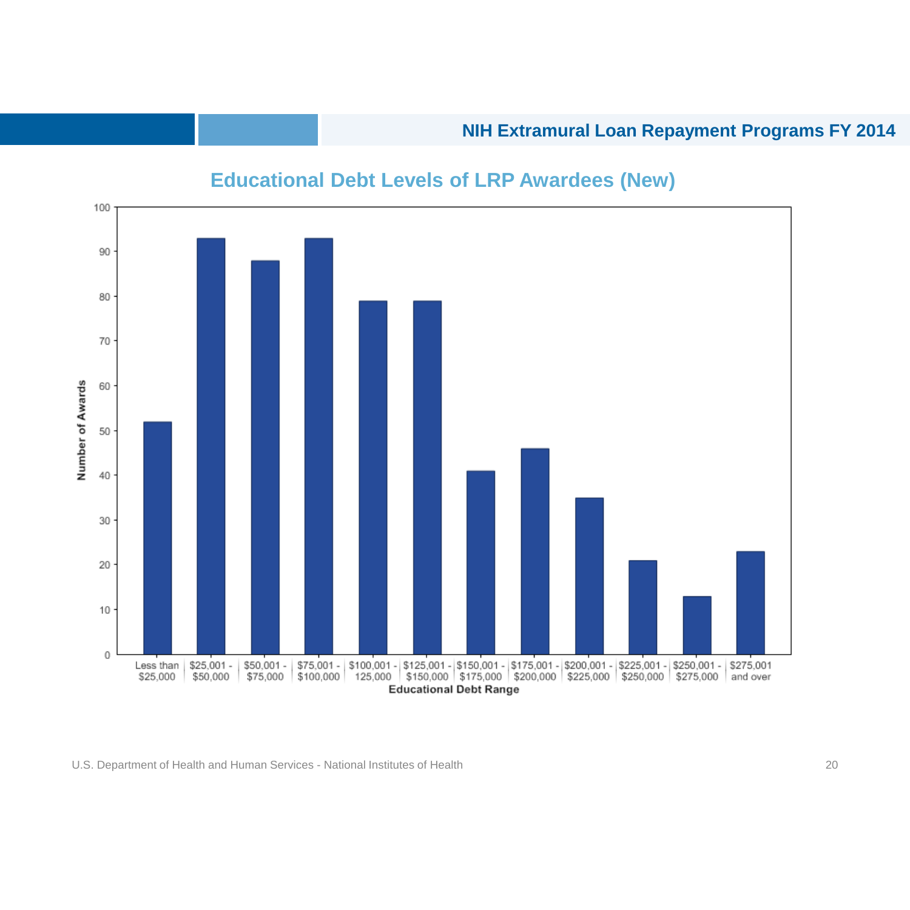## Educational Debt Levels of LRP Awardees (New)

| Educational Debt Range | Number of Awards |
|---|---|
| Less than $25,000 | 52 |
| $25,001 - $50,000 | 93 |
| $50,001 - $75,000 | 88 |
| $75,001 - $100,000 | 93 |
| $100,001 - 125,000 | 79 |
| $125,001 - $150,000 | 79 |
| $150,001 - $175,000 | 41 |
| $175,001 - $200,000 | 46 |
| $200,001 - $225,000 | 35 |
| $225,001 - $250,000 | 21 |
| $250,001 - $275,000 | 13 |
| $275,001 and over | 23 |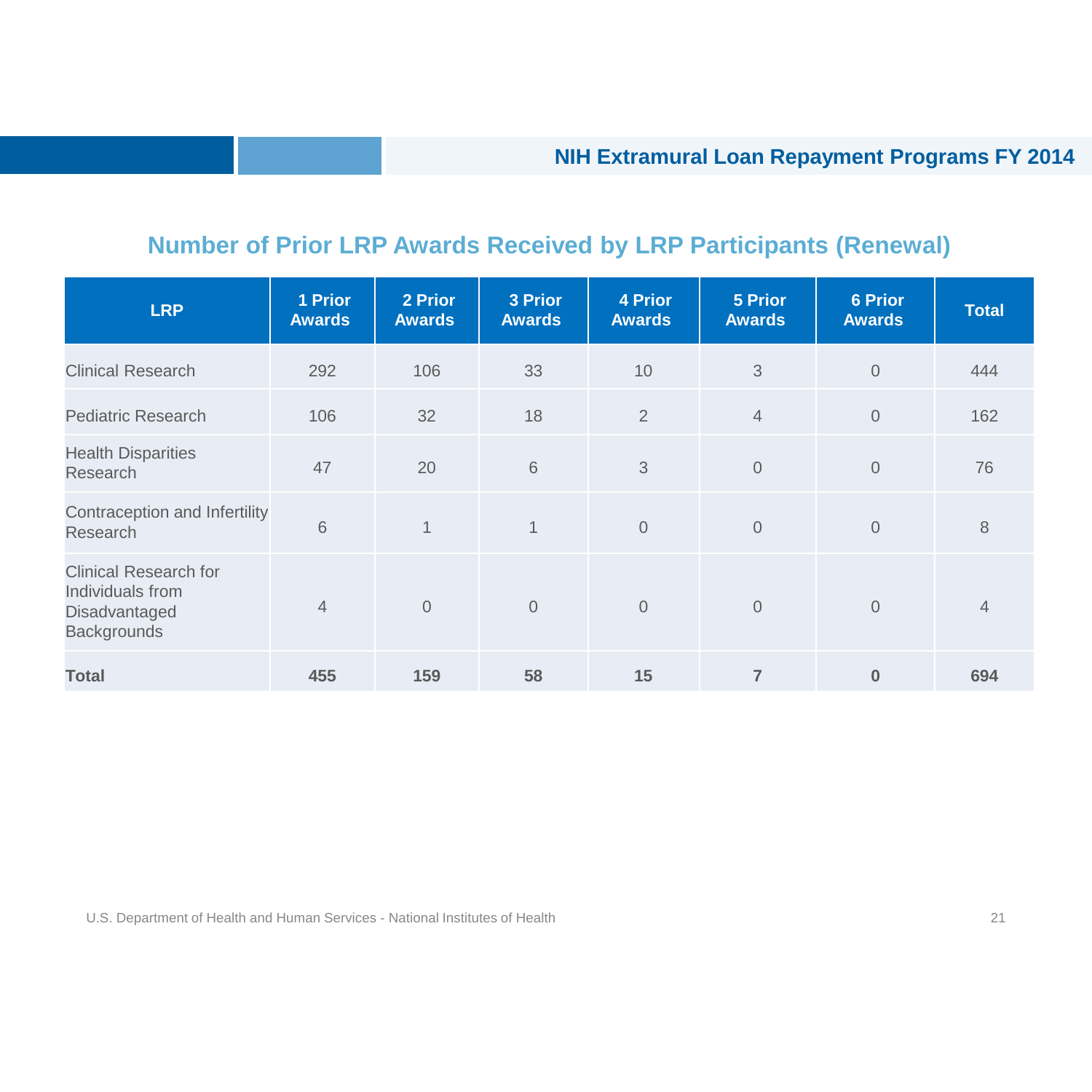## Number of Prior LRP Awards Received by LRP Participants (Renewal)

| LRP | 1 Prior Awards | 2 Prior Awards | 3 Prior Awards | 4 Prior Awards | 5 Prior Awards | 6 Prior Awards | Total |
|---|---|---|---|---|---|---|---|
| Clinical Research | 292 | 106 | 33 | 10 | 3 | 0 | 444 |
| Pediatric Research | 106 | 32 | 18 | 2 | 4 | 0 | 162 |
| Health Disparities Research | 47 | 20 | 6 | 3 | 0 | 0 | 76 |
| Contraception and Infertility Research | 6 | 1 | 1 | 0 | 0 | 0 | 8 |
| Clinical Research for Individuals from Disadvantaged Backgrounds | 4 | 0 | 0 | 0 | 0 | 0 | 4 |
| **Total** | **455** | **159** | **58** | **15** | **7** | **0** | **694** |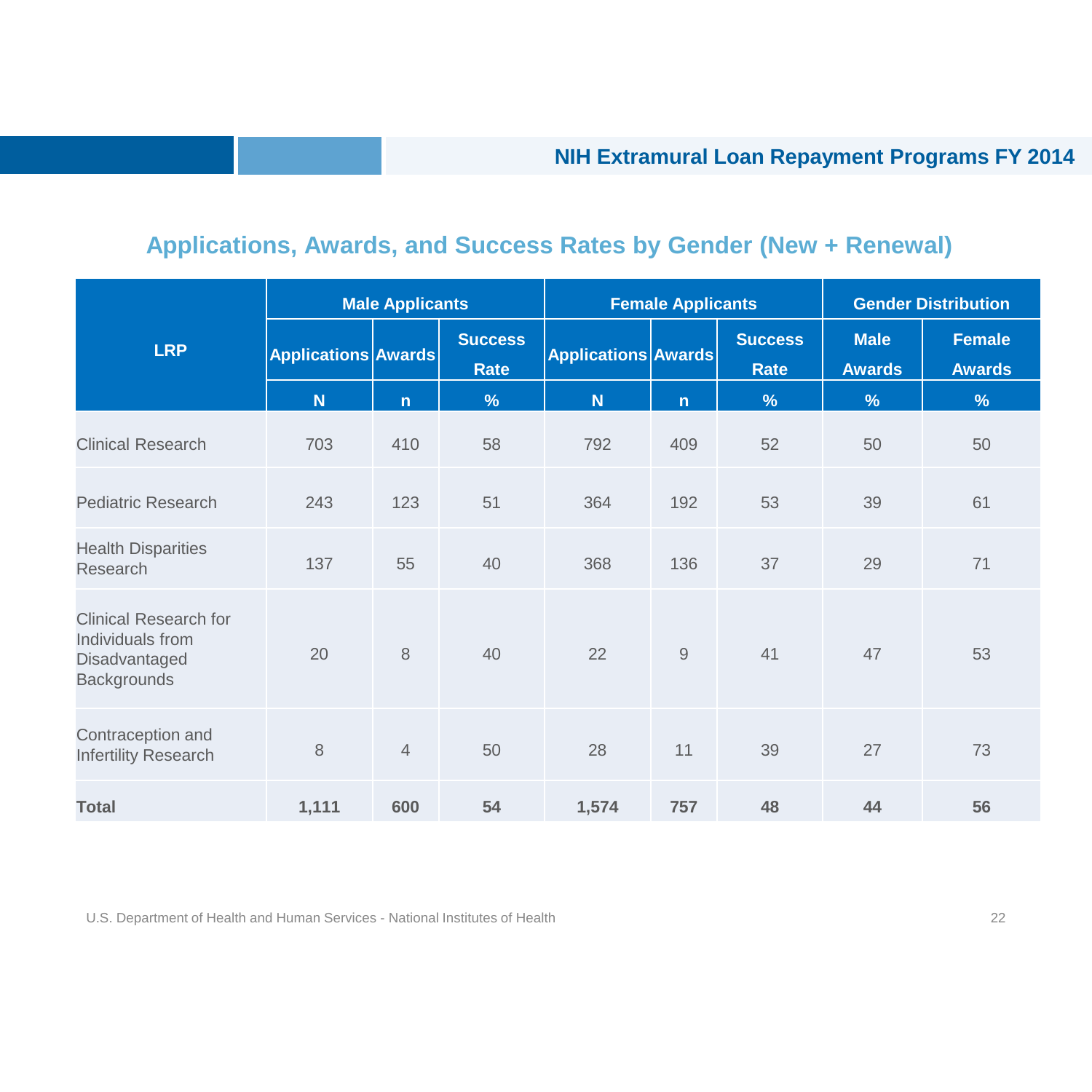## Applications, Awards, and Success Rates by Gender (New + Renewal)

| LRP | Male Applicants | | | Female Applicants | | | Gender Distribution | |
|---|---|---|---|---|---|---|---|---|
| | Applications | Awards | Success Rate | Applications | Awards | Success Rate | Male Awards | Female Awards |
| | N | n | % | N | n | % | % | % |
| Clinical Research | 703 | 410 | 58 | 792 | 409 | 52 | 50 | 50 |
| Pediatric Research | 243 | 123 | 51 | 364 | 192 | 53 | 39 | 61 |
| Health Disparities Research | 137 | 55 | 40 | 368 | 136 | 37 | 29 | 71 |
| Clinical Research for Individuals from Disadvantaged Backgrounds | 20 | 8 | 40 | 22 | 9 | 41 | 47 | 53 |
| Contraception and Infertility Research | 8 | 4 | 50 | 28 | 11 | 39 | 27 | 73 |
| **Total** | **1,111** | **600** | **54** | **1,574** | **757** | **48** | **44** | **56** |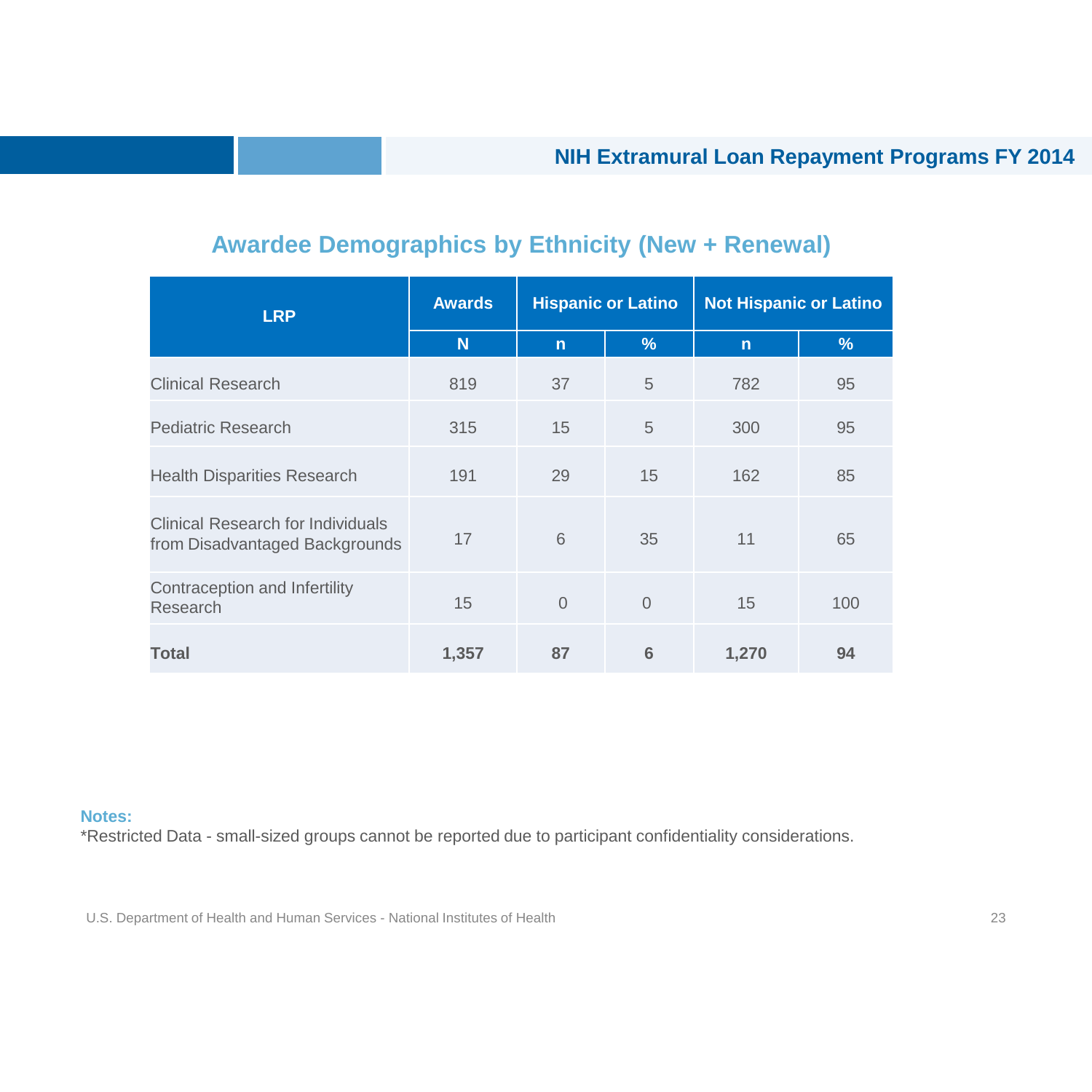## Awardee Demographics by Ethnicity (New + Renewal)

| LRP | Awards | Hispanic or Latino | | Not Hispanic or Latino | |
|---|---|---|---|---|---|
| | N | n | % | n | % |
| Clinical Research | 819 | 37 | 5 | 782 | 95 |
| Pediatric Research | 315 | 15 | 5 | 300 | 95 |
| Health Disparities Research | 191 | 29 | 15 | 162 | 85 |
| Clinical Research for Individuals from Disadvantaged Backgrounds | 17 | 6 | 35 | 11 | 65 |
| Contraception and Infertility Research | 15 | 0 | 0 | 15 | 100 |
| **Total** | **1,357** | **87** | **6** | **1,270** | **94** |

**Notes:**
*Restricted Data - small-sized groups cannot be reported due to participant confidentiality considerations.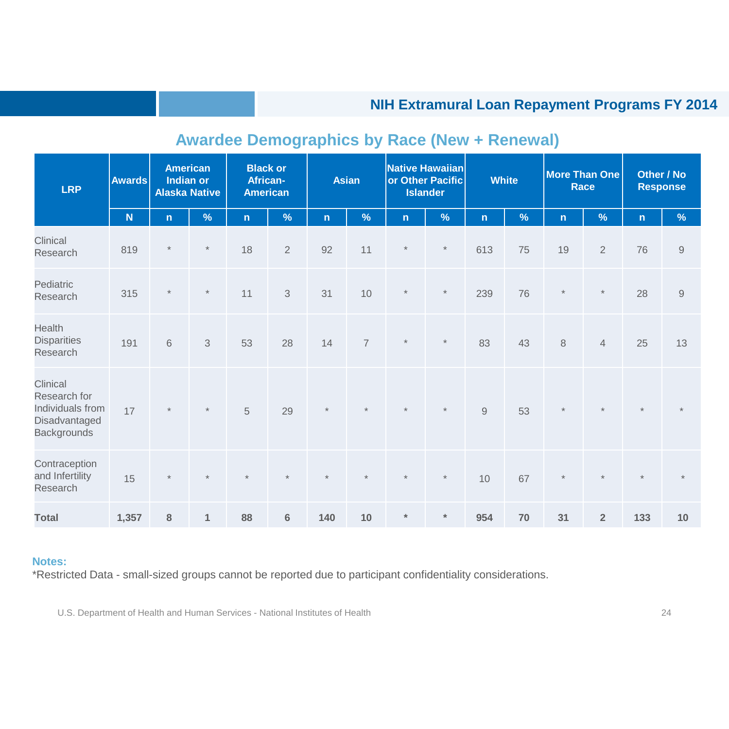## NIH Extramural Loan Repayment Programs FY 2014

### Awardee Demographics by Race (New + Renewal)

| LRP | Awards | American Indian or Alaska Native | | Black or African-American | | Asian | | Native Hawaiian or Other Pacific Islander | | White | | More Than One Race | | Other / No Response | |
|---|---|---|---|---|---|---|---|---|---|---|---|---|---|---|---|
| | N | n | % | n | % | n | % | n | % | n | % | n | % | n | % |
| Clinical Research | 819 | * | * | 18 | 2 | 92 | 11 | * | * | 613 | 75 | 19 | 2 | 76 | 9 |
| Pediatric Research | 315 | * | * | 11 | 3 | 31 | 10 | * | * | 239 | 76 | * | * | 28 | 9 |
| Health Disparities Research | 191 | 6 | 3 | 53 | 28 | 14 | 7 | * | * | 83 | 43 | 8 | 4 | 25 | 13 |
| Clinical Research for Individuals from Disadvantaged Backgrounds | 17 | * | * | 5 | 29 | * | * | * | * | 9 | 53 | * | * | * | * |
| Contraception and Infertility Research | 15 | * | * | * | * | * | * | * | * | 10 | 67 | * | * | * | * |
| **Total** | **1,357** | **8** | **1** | **88** | **6** | **140** | **10** | **\*** | **\*** | **954** | **70** | **31** | **2** | **133** | **10** |

**Notes:**
*Restricted Data - small-sized groups cannot be reported due to participant confidentiality considerations.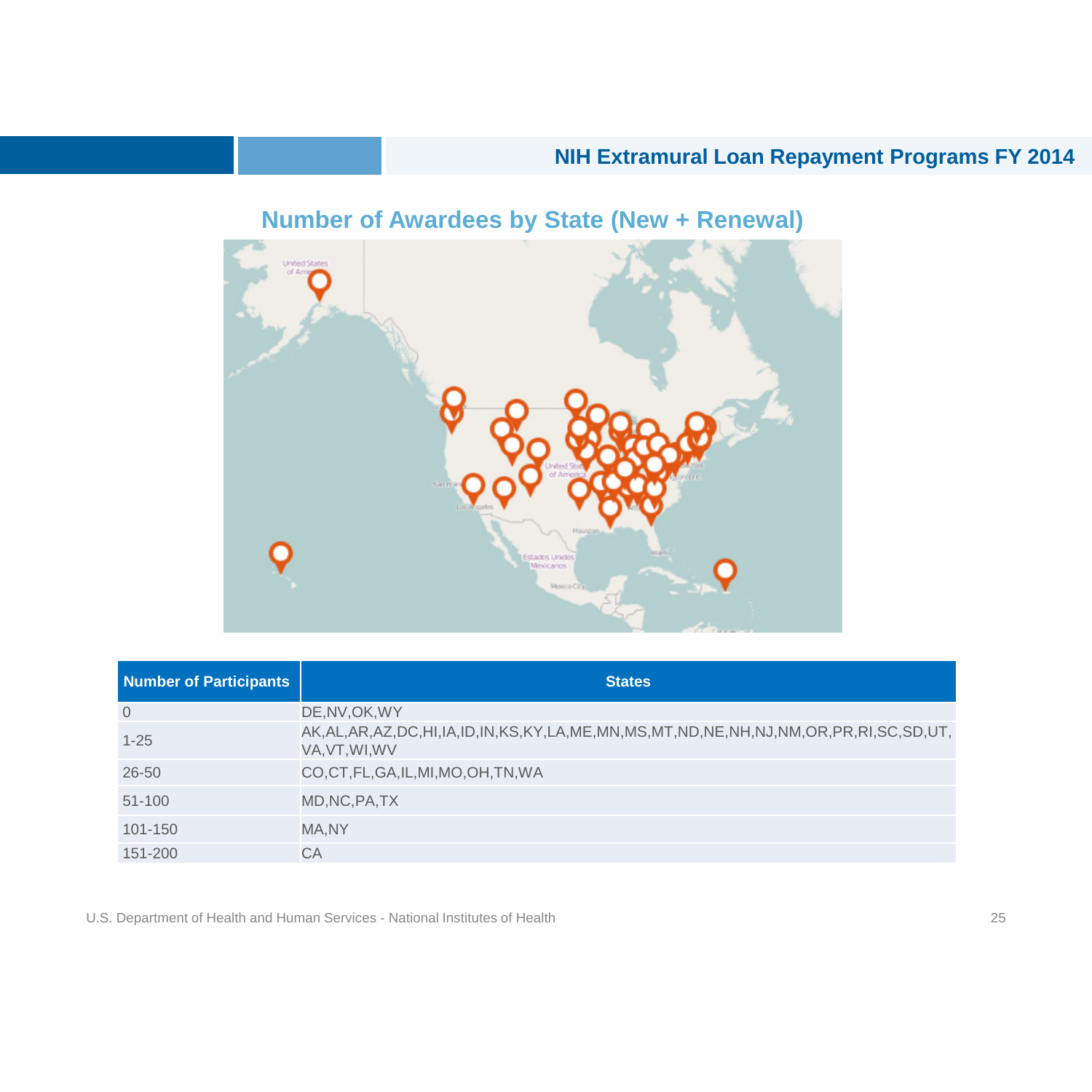## Number of Awardees by State (New + Renewal)

| Number of Participants | States |
|---|---|
| 0 | DE,NV,OK,WY |
| 1-25 | AK,AL,AR,AZ,DC,HI,IA,ID,IN,KS,KY,LA,ME,MN,MS,MT,ND,NE,NH,NJ,NM,OR,PR,RI,SC,SD,UT,VA,VT,WI,WV |
| 26-50 | CO,CT,FL,GA,IL,MI,MO,OH,TN,WA |
| 51-100 | MD,NC,PA,TX |
| 101-150 | MA,NY |
| 151-200 | CA |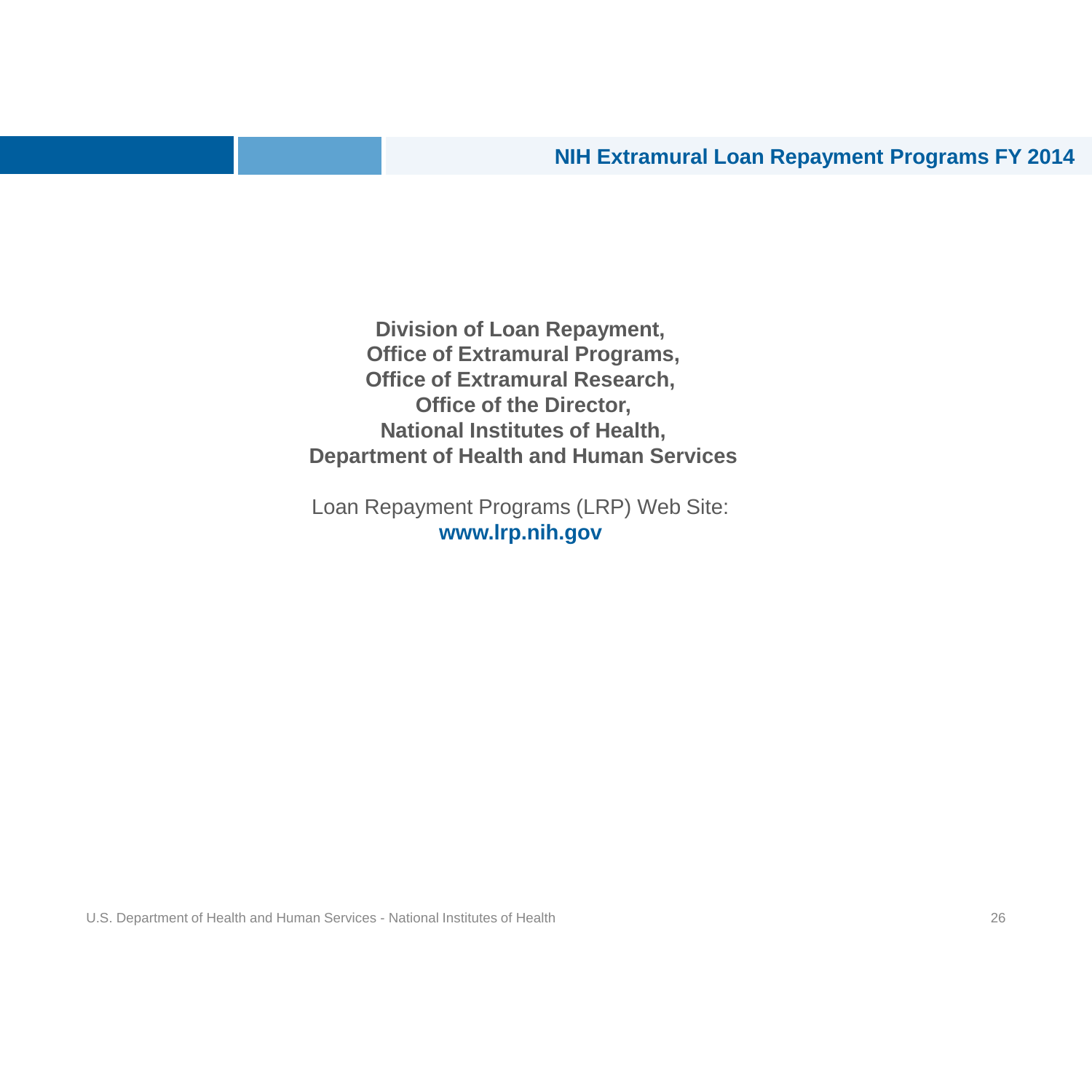**Division of Loan Repayment,**
**Office of Extramural Programs,**
**Office of Extramural Research,**
**Office of the Director,**
**National Institutes of Health,**
**Department of Health and Human Services**

Loan Repayment Programs (LRP) Web Site:
**www.lrp.nih.gov**